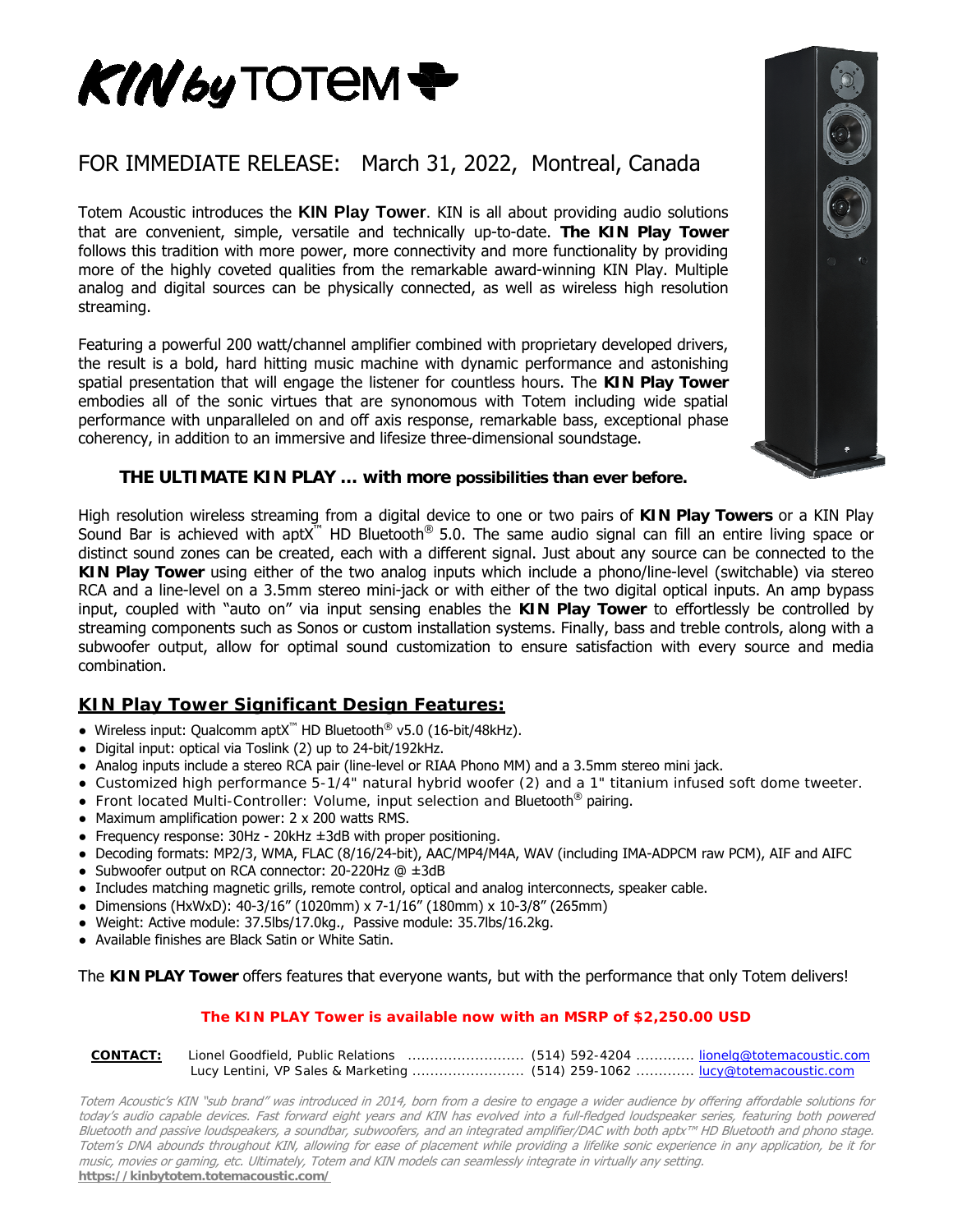# KIN by TOTEM

FOR IMMEDIATE RELEASE: March 31, 2022, Montreal, Canada

Totem Acoustic introduces the **KIN Play Tower**. KIN is all about providing audio solutions that are convenient, simple, versatile and technically up-to-date. **The KIN Play Tower** follows this tradition with more power, more connectivity and more functionality by providing more of the highly coveted qualities from the remarkable award-winning KIN Play. Multiple analog and digital sources can be physically connected, as well as wireless high resolution streaming.

Featuring a powerful 200 watt/channel amplifier combined with proprietary developed drivers, the result is a bold, hard hitting music machine with dynamic performance and astonishing spatial presentation that will engage the listener for countless hours. The **KIN Play Tower** embodies all of the sonic virtues that are synonomous with Totem including wide spatial performance with unparalleled on and off axis response, remarkable bass, exceptional phase coherency, in addition to an immersive and lifesize three-dimensional soundstage.

**THE ULTIMATE KIN PLAY … with more possibilities than ever before.**

High resolution wireless streaming from a digital device to one or two pairs of **KIN Play Towers** or a KIN Play Sound Bar is achieved with aptX™ HD Bluetooth® 5.0. The same audio signal can fill an entire living space or distinct sound zones can be created, each with a different signal. Just about any source can be connected to the **KIN Play Tower** using either of the two analog inputs which include a phono/line-level (switchable) via stereo RCA and a line-level on a 3.5mm stereo mini-jack or with either of the two digital optical inputs. An amp bypass input, coupled with "auto on" via input sensing enables the **KIN Play Tower** to effortlessly be controlled by streaming components such as Sonos or custom installation systems. Finally, bass and treble controls, along with a subwoofer output, allow for optimal sound customization to ensure satisfaction with every source and media combination.

## KIN Play Tower Significant Design Features:

- Wireless input: Qualcomm aptX™ HD Bluetooth® v5.0 (16-bit/48kHz).
- Digital input: optical via Toslink (2) up to 24-bit/192kHz.
- Analog inputs include a stereo RCA pair (line-level or RIAA Phono MM) and a 3.5mm stereo mini jack.
- Customized high performance 5-1/4" natural hybrid woofer (2) and a 1" titanium infused soft dome tweeter.
- Front located Multi-Controller: Volume, input selection and Bluetooth® pairing.
- Maximum amplification power: 2 x 200 watts RMS.
- Frequency response: 30Hz - 20kHz ±3dB with proper positioning.
- Decoding formats: MP2/3, WMA, FLAC (8/16/24-bit), AAC/MP4/M4A, WAV (including IMA-ADPCM raw PCM), AIF and AIFC
- Subwoofer output on RCA connector: 20-220Hz @ ±3dB
- Includes matching magnetic grills, remote control, optical and analog interconnects, speaker cable.
- Dimensions (HxWxD): 40-3/16" (1020mm) x 7-1/16" (180mm) x 10-3/8" (265mm)
- Weight: Active module: 37.5lbs/17.0kg., Passive module: 35.7lbs/16.2kg.
- Available finishes are Black Satin or White Satin.

The **KIN PLAY Tower** offers features that everyone wants, but with the performance that only Totem delivers!

**The KIN PLAY Tower is available now with an MSRP of $2,250.00 USD**

**CONTACT:** Lionel Goodfield, Public Relations .......................... (514) 592-4204 ............. lionelg@totemacoustic.com
Lucy Lentini, VP Sales & Marketing ......................... (514) 259-1062 ............. lucy@totemacoustic.com

*Totem Acoustic's KIN "sub brand" was introduced in 2014, born from a desire to engage a wider audience by offering affordable solutions for today's audio capable devices. Fast forward eight years and KIN has evolved into a full-fledged loudspeaker series, featuring both powered Bluetooth and passive loudspeakers, a soundbar, subwoofers, and an integrated amplifier/DAC with both aptx™ HD Bluetooth and phono stage. Totem's DNA abounds throughout KIN, allowing for ease of placement while providing a lifelike sonic experience in any application, be it for music, movies or gaming, etc. Ultimately, Totem and KIN models can seamlessly integrate in virtually any setting.*

**https://kinbytotem.totemacoustic.com/**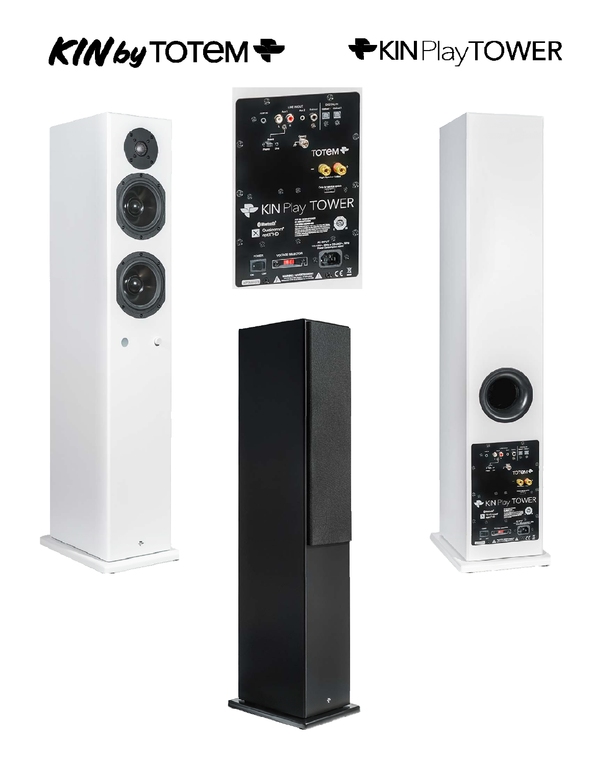KIN by TOTEM

KIN Play TOWER